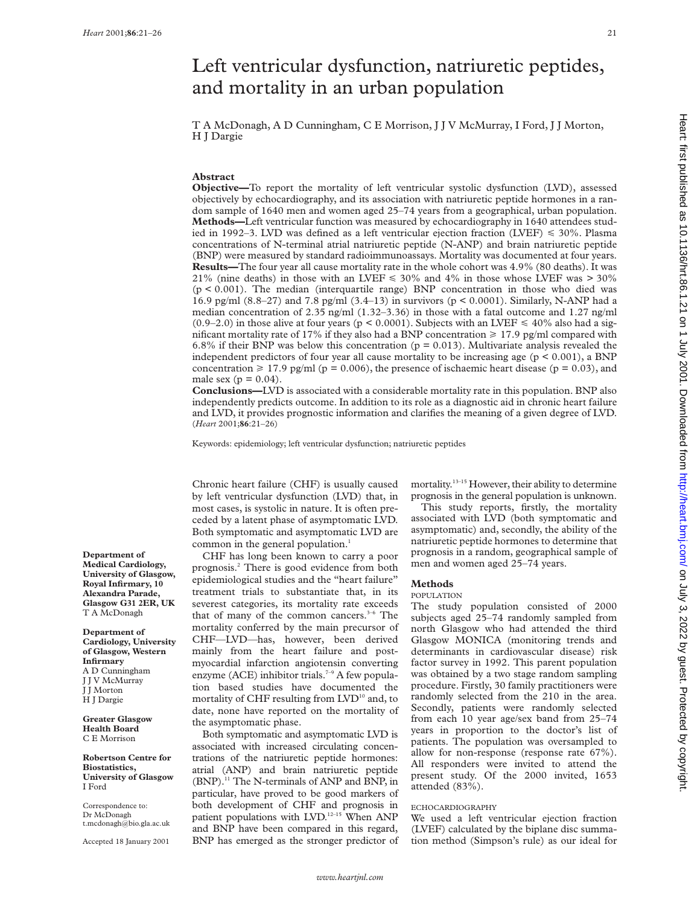# Left ventricular dysfunction, natriuretic peptides, and mortality in an urban population

T A McDonagh, A D Cunningham, C E Morrison, J J V McMurray, I Ford, J J Morton, H J Dargie

## Abstract

**Objective—**To report the mortality of left ventricular systolic dysfunction (LVD), assessed objectively by echocardiography, and its association with natriuretic peptide hormones in a random sample of 1640 men and women aged 25–74 years from a geographical, urban population.

**Methods—**Left ventricular function was measured by echocardiography in 1640 attendees studied in 1992–3. LVD was defined as a left ventricular ejection fraction (LVEF) $\leqslant$ 30%. Plasma concentrations of N-terminal atrial natriuretic peptide (N-ANP) and brain natriuretic peptide (BNP) were measured by standard radioimmunoassays. Mortality was documented at four years.

**Results—**The four year all cause mortality rate in the whole cohort was 4.9% (80 deaths). It was 21% (nine deaths) in those with an LVEF $\leqslant$ 30% and 4% in those whose LVEF was > 30% ($p < 0.001$). The median (interquartile range) BNP concentration in those who died was 16.9 pg/ml (8.8–27) and 7.8 pg/ml (3.4–13) in survivors ($p < 0.0001$). Similarly, N-ANP had a median concentration of 2.35 ng/ml (1.32–3.36) in those with a fatal outcome and 1.27 ng/ml (0.9–2.0) in those alive at four years ($p < 0.0001$). Subjects with an LVEF $\leqslant$ 40% also had a significant mortality rate of 17% if they also had a BNP concentration $\geqslant$ 17.9 pg/ml compared with 6.8% if their BNP was below this concentration ($p = 0.013$). Multivariate analysis revealed the independent predictors of four year all cause mortality to be increasing age ($p < 0.001$), a BNP concentration $\geqslant$ 17.9 pg/ml ($p = 0.006$), the presence of ischaemic heart disease ($p = 0.03$), and male sex ($p = 0.04$).

**Conclusions—**LVD is associated with a considerable mortality rate in this population. BNP also independently predicts outcome. In addition to its role as a diagnostic aid in chronic heart failure and LVD, it provides prognostic information and clarifies the meaning of a given degree of LVD.

(*Heart* 2001;**86**:21–26)

Keywords: epidemiology; left ventricular dysfunction; natriuretic peptides

**Department of Medical Cardiology, University of Glasgow, Royal Infirmary, 10 Alexandra Parade, Glasgow G31 2ER, UK**
T A McDonagh

**Department of Cardiology, University of Glasgow, Western Infirmary**
A D Cunningham
J J V McMurray
J J Morton
H J Dargie

**Greater Glasgow Health Board**
C E Morrison

**Robertson Centre for Biostatistics, University of Glasgow**
I Ford

Correspondence to: Dr McDonagh
t.mcdonagh@bio.gla.ac.uk

Accepted 18 January 2001

Chronic heart failure (CHF) is usually caused by left ventricular dysfunction (LVD) that, in most cases, is systolic in nature. It is often preceded by a latent phase of asymptomatic LVD. Both symptomatic and asymptomatic LVD are common in the general population.[1]

CHF has long been known to carry a poor prognosis.[2] There is good evidence from both epidemiological studies and the "heart failure" treatment trials to substantiate that, in its severest categories, its mortality rate exceeds that of many of the common cancers.[3–6] The mortality conferred by the main precursor of CHF—LVD—has, however, been derived mainly from the heart failure and post-myocardial infarction angiotensin converting enzyme (ACE) inhibitor trials.[7–9] A few population based studies have documented the mortality of CHF resulting from LVD[10] and, to date, none have reported on the mortality of the asymptomatic phase.

Both symptomatic and asymptomatic LVD is associated with increased circulating concentrations of the natriuretic peptide hormones: atrial (ANP) and brain natriuretic peptide (BNP).[11] The N-terminals of ANP and BNP, in particular, have proved to be good markers of both development of CHF and prognosis in patient populations with LVD.[12–15] When ANP and BNP have been compared in this regard, BNP has emerged as the stronger predictor of mortality.[13–15] However, their ability to determine prognosis in the general population is unknown.

This study reports, firstly, the mortality associated with LVD (both symptomatic and asymptomatic) and, secondly, the ability of the natriuretic peptide hormones to determine that prognosis in a random, geographical sample of men and women aged 25–74 years.

## Methods

### POPULATION

The study population consisted of 2000 subjects aged 25–74 randomly sampled from north Glasgow who had attended the third Glasgow MONICA (monitoring trends and determinants in cardiovascular disease) risk factor survey in 1992. This parent population was obtained by a two stage random sampling procedure. Firstly, 30 family practitioners were randomly selected from the 210 in the area. Secondly, patients were randomly selected from each 10 year age/sex band from 25–74 years in proportion to the doctor's list of patients. The population was oversampled to allow for non-response (response rate 67%). All responders were invited to attend the present study. Of the 2000 invited, 1653 attended (83%).

### ECHOCARDIOGRAPHY

We used a left ventricular ejection fraction (LVEF) calculated by the biplane disc summation method (Simpson's rule) as our ideal for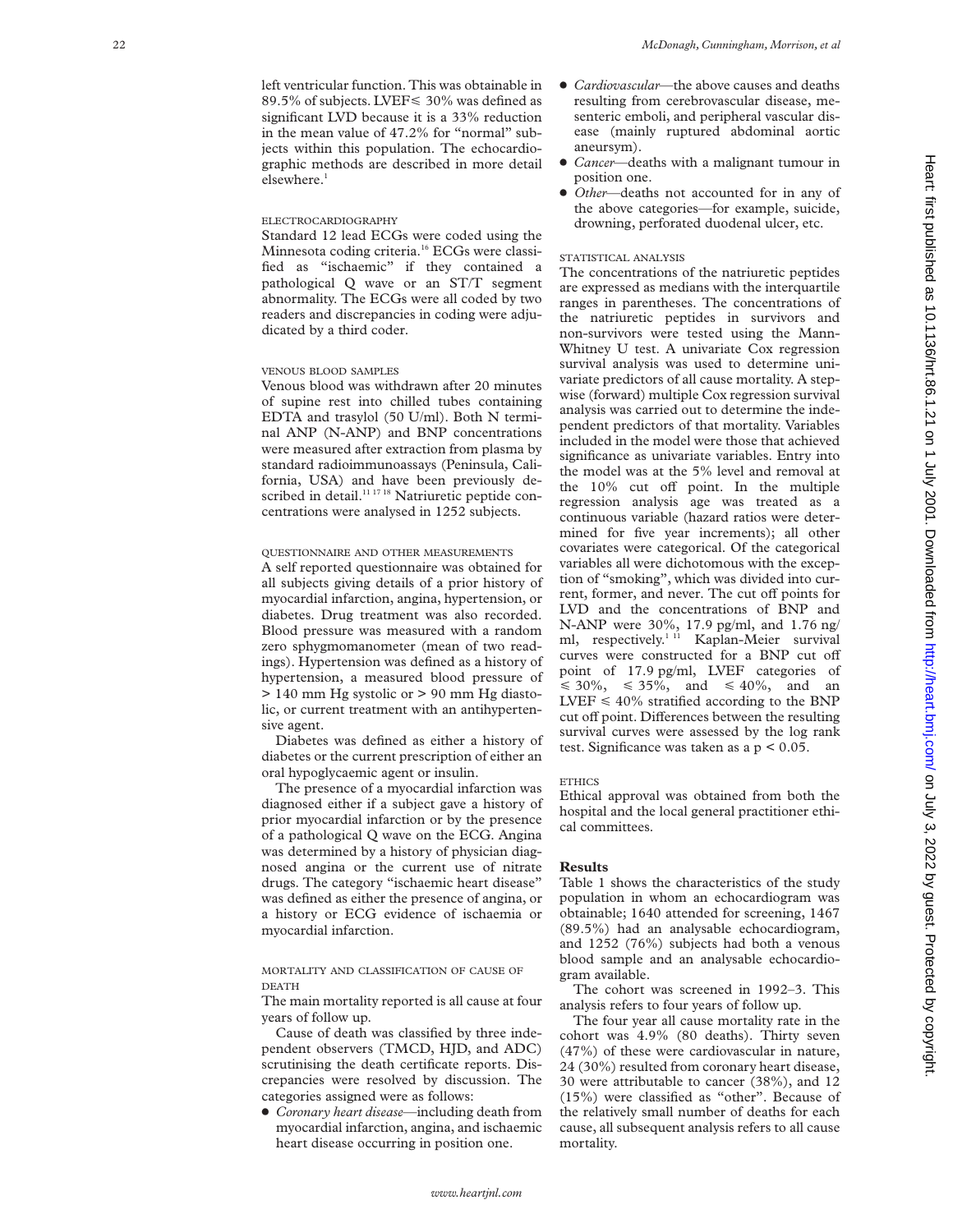left ventricular function. This was obtainable in 89.5% of subjects. LVEF≤ 30% was defined as significant LVD because it is a 33% reduction in the mean value of 47.2% for "normal" subjects within this population. The echocardiographic methods are described in more detail elsewhere.[1]

### ELECTROCARDIOGRAPHY

Standard 12 lead ECGs were coded using the Minnesota coding criteria.[16] ECGs were classified as "ischaemic" if they contained a pathological Q wave or an ST/T segment abnormality. The ECGs were all coded by two readers and discrepancies in coding were adjudicated by a third coder.

### VENOUS BLOOD SAMPLES

Venous blood was withdrawn after 20 minutes of supine rest into chilled tubes containing EDTA and trasylol (50 U/ml). Both N terminal ANP (N-ANP) and BNP concentrations were measured after extraction from plasma by standard radioimmunoassays (Peninsula, California, USA) and have been previously described in detail.[11 17 18] Natriuretic peptide concentrations were analysed in 1252 subjects.

### QUESTIONNAIRE AND OTHER MEASUREMENTS

A self reported questionnaire was obtained for all subjects giving details of a prior history of myocardial infarction, angina, hypertension, or diabetes. Drug treatment was also recorded. Blood pressure was measured with a random zero sphygmomanometer (mean of two readings). Hypertension was defined as a history of hypertension, a measured blood pressure of > 140 mm Hg systolic or > 90 mm Hg diastolic, or current treatment with an antihypertensive agent.

Diabetes was defined as either a history of diabetes or the current prescription of either an oral hypoglycaemic agent or insulin.

The presence of a myocardial infarction was diagnosed either if a subject gave a history of prior myocardial infarction or by the presence of a pathological Q wave on the ECG. Angina was determined by a history of physician diagnosed angina or the current use of nitrate drugs. The category "ischaemic heart disease" was defined as either the presence of angina, or a history or ECG evidence of ischaemia or myocardial infarction.

### MORTALITY AND CLASSIFICATION OF CAUSE OF DEATH

The main mortality reported is all cause at four years of follow up.

Cause of death was classified by three independent observers (TMCD, HJD, and ADC) scrutinising the death certificate reports. Discrepancies were resolved by discussion. The categories assigned were as follows:

- *Coronary heart disease*—including death from myocardial infarction, angina, and ischaemic heart disease occurring in position one.
- *Cardiovascular*—the above causes and deaths resulting from cerebrovascular disease, mesenteric emboli, and peripheral vascular disease (mainly ruptured abdominal aortic aneursym).
- *Cancer*—deaths with a malignant tumour in position one.
- *Other*—deaths not accounted for in any of the above categories—for example, suicide, drowning, perforated duodenal ulcer, etc.

### STATISTICAL ANALYSIS

The concentrations of the natriuretic peptides are expressed as medians with the interquartile ranges in parentheses. The concentrations of the natriuretic peptides in survivors and non-survivors were tested using the Mann-Whitney U test. A univariate Cox regression survival analysis was used to determine univariate predictors of all cause mortality. A stepwise (forward) multiple Cox regression survival analysis was carried out to determine the independent predictors of that mortality. Variables included in the model were those that achieved significance as univariate variables. Entry into the model was at the 5% level and removal at the 10% cut off point. In the multiple regression analysis age was treated as a continuous variable (hazard ratios were determined for five year increments); all other covariates were categorical. Of the categorical variables all were dichotomous with the exception of "smoking", which was divided into current, former, and never. The cut off points for LVD and the concentrations of BNP and N-ANP were 30%, 17.9 pg/ml, and 1.76 ng/ml, respectively.[1 11] Kaplan-Meier survival curves were constructed for a BNP cut off point of 17.9 pg/ml, LVEF categories of ≤ 30%, ≤ 35%, and ≤ 40%, and an LVEF ≤ 40% stratified according to the BNP cut off point. Differences between the resulting survival curves were assessed by the log rank test. Significance was taken as a $p < 0.05$.

### ETHICS

Ethical approval was obtained from both the hospital and the local general practitioner ethical committees.

## Results

Table 1 shows the characteristics of the study population in whom an echocardiogram was obtainable; 1640 attended for screening, 1467 (89.5%) had an analysable echocardiogram, and 1252 (76%) subjects had both a venous blood sample and an analysable echocardiogram available.

The cohort was screened in 1992–3. This analysis refers to four years of follow up.

The four year all cause mortality rate in the cohort was 4.9% (80 deaths). Thirty seven (47%) of these were cardiovascular in nature, 24 (30%) resulted from coronary heart disease, 30 were attributable to cancer (38%), and 12 (15%) were classified as "other". Because of the relatively small number of deaths for each cause, all subsequent analysis refers to all cause mortality.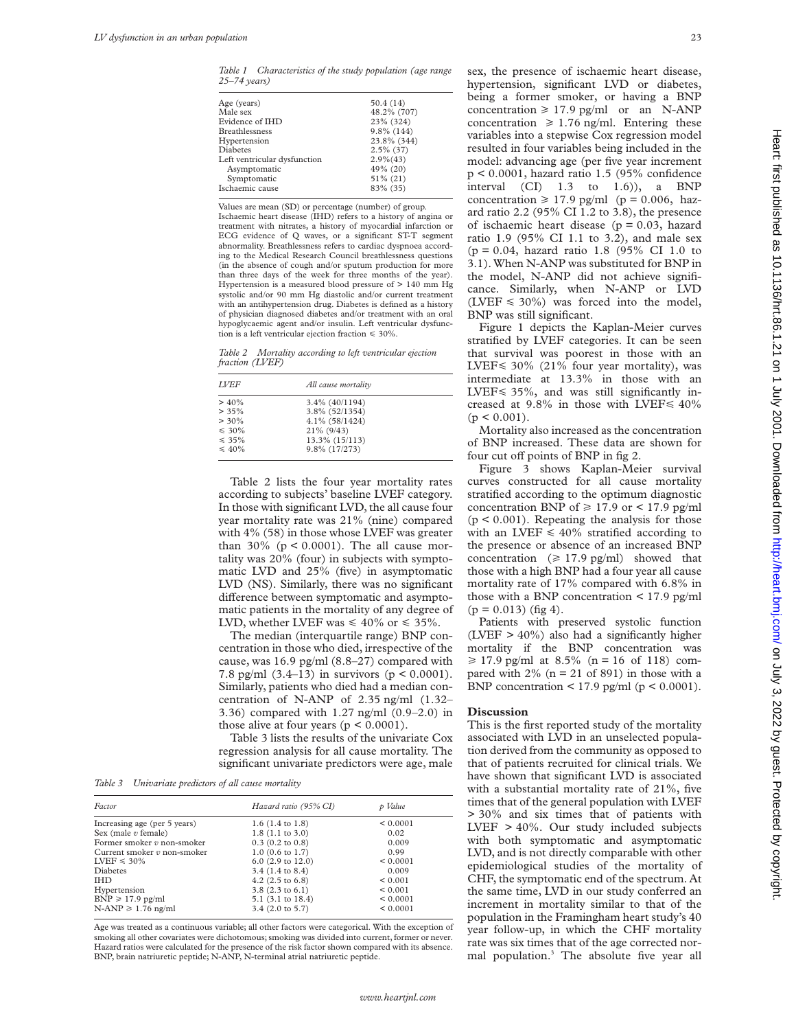*Table 1 Characteristics of the study population (age range 25–74 years)*

| | |
|---|---|
| Age (years) | 50.4 (14) |
| Male sex | 48.2% (707) |
| Evidence of IHD | 23% (324) |
| Breathlessness | 9.8% (144) |
| Hypertension | 23.8% (344) |
| Diabetes | 2.5% (37) |
| Left ventricular dysfunction | 2.9%(43) |
| Asymptomatic | 49% (20) |
| Symptomatic | 51% (21) |
| Ischaemic cause | 83% (35) |

Values are mean (SD) or percentage (number) of group.
Ischaemic heart disease (IHD) refers to a history of angina or treatment with nitrates, a history of myocardial infarction or ECG evidence of Q waves, or a significant ST-T segment abnormality. Breathlessness refers to cardiac dyspnoea according to the Medical Research Council breathlessness questions (in the absence of cough and/or sputum production for more than three days of the week for three months of the year). Hypertension is a measured blood pressure of > 140 mm Hg systolic and/or 90 mm Hg diastolic and/or current treatment with an antihypertension drug. Diabetes is defined as a history of physician diagnosed diabetes and/or treatment with an oral hypoglycaemic agent and/or insulin. Left ventricular dysfunction is a left ventricular ejection fraction ≤ 30%.

*Table 2 Mortality according to left ventricular ejection fraction (LVEF)*

| *LVEF* | *All cause mortality* |
|---|---|
| > 40% | 3.4% (40/1194) |
| > 35% | 3.8% (52/1354) |
| > 30% | 4.1% (58/1424) |
| ≤ 30% | 21% (9/43) |
| ≤ 35% | 13.3% (15/113) |
| ≤ 40% | 9.8% (17/273) |

Table 2 lists the four year mortality rates according to subjects' baseline LVEF category. In those with significant LVD, the all cause four year mortality rate was 21% (nine) compared with 4% (58) in those whose LVEF was greater than 30% ($p < 0.0001$). The all cause mortality was 20% (four) in subjects with symptomatic LVD and 25% (five) in asymptomatic LVD (NS). Similarly, there was no significant difference between symptomatic and asymptomatic patients in the mortality of any degree of LVD, whether LVEF was ≤ 40% or ≤ 35%.

The median (interquartile range) BNP concentration in those who died, irrespective of the cause, was 16.9 pg/ml (8.8–27) compared with 7.8 pg/ml (3.4–13) in survivors ($p < 0.0001$). Similarly, patients who died had a median concentration of N-ANP of 2.35 ng/ml (1.32–3.36) compared with 1.27 ng/ml (0.9–2.0) in those alive at four years ($p < 0.0001$).

Table 3 lists the results of the univariate Cox regression analysis for all cause mortality. The significant univariate predictors were age, male sex, the presence of ischaemic heart disease, hypertension, significant LVD or diabetes, being a former smoker, or having a BNP concentration ≥ 17.9 pg/ml or an N-ANP concentration ≥ 1.76 ng/ml. Entering these variables into a stepwise Cox regression model resulted in four variables being included in the model: advancing age (per five year increment $p < 0.0001$, hazard ratio 1.5 (95% confidence interval (CI) 1.3 to 1.6)), a BNP concentration ≥ 17.9 pg/ml ($p = 0.006$, hazard ratio 2.2 (95% CI 1.2 to 3.8), the presence of ischaemic heart disease ($p = 0.03$, hazard ratio 1.9 (95% CI 1.1 to 3.2), and male sex ($p = 0.04$, hazard ratio 1.8 (95% CI 1.0 to 3.1). When N-ANP was substituted for BNP in the model, N-ANP did not achieve significance. Similarly, when N-ANP or LVD (LVEF ≤ 30%) was forced into the model, BNP was still significant.

*Table 3 Univariate predictors of all cause mortality*

| *Factor* | *Hazard ratio (95% CI)* | *p Value* |
|---|---|---|
| Increasing age (per 5 years) | 1.6 (1.4 to 1.8) | < 0.0001 |
| Sex (male *v* female) | 1.8 (1.1 to 3.0) | 0.02 |
| Former smoker *v* non-smoker | 0.3 (0.2 to 0.8) | 0.009 |
| Current smoker *v* non-smoker | 1.0 (0.6 to 1.7) | 0.99 |
| LVEF ≤ 30% | 6.0 (2.9 to 12.0) | < 0.0001 |
| Diabetes | 3.4 (1.4 to 8.4) | 0.009 |
| IHD | 4.2 (2.5 to 6.8) | < 0.001 |
| Hypertension | 3.8 (2.3 to 6.1) | < 0.001 |
| BNP ≥ 17.9 pg/ml | 5.1 (3.1 to 18.4) | < 0.0001 |
| N-ANP ≥ 1.76 ng/ml | 3.4 (2.0 to 5.7) | < 0.0001 |

Age was treated as a continuous variable; all other factors were categorical. With the exception of smoking all other covariates were dichotomous; smoking was divided into current, former or never. Hazard ratios were calculated for the presence of the risk factor shown compared with its absence. BNP, brain natriuretic peptide; N-ANP, N-terminal atrial natriuretic peptide.

Figure 1 depicts the Kaplan-Meier curves stratified by LVEF categories. It can be seen that survival was poorest in those with an LVEF≤ 30% (21% four year mortality), was intermediate at 13.3% in those with an LVEF≤ 35%, and was still significantly increased at 9.8% in those with LVEF≤ 40% ($p < 0.001$).

Mortality also increased as the concentration of BNP increased. These data are shown for four cut off points of BNP in fig 2.

Figure 3 shows Kaplan-Meier survival curves constructed for all cause mortality stratified according to the optimum diagnostic concentration BNP of ≥ 17.9 or < 17.9 pg/ml ($p < 0.001$). Repeating the analysis for those with an LVEF ≤ 40% stratified according to the presence or absence of an increased BNP concentration (≥ 17.9 pg/ml) showed that those with a high BNP had a four year all cause mortality rate of 17% compared with 6.8% in those with a BNP concentration < 17.9 pg/ml ($p = 0.013$) (fig 4).

Patients with preserved systolic function (LVEF > 40%) also had a significantly higher mortality if the BNP concentration was ≥ 17.9 pg/ml at 8.5% (n = 16 of 118) compared with 2% (n = 21 of 891) in those with a BNP concentration < 17.9 pg/ml ($p < 0.0001$).

## Discussion

This is the first reported study of the mortality associated with LVD in an unselected population derived from the community as opposed to that of patients recruited for clinical trials. We have shown that significant LVD is associated with a substantial mortality rate of 21%, five times that of the general population with LVEF > 30% and six times that of patients with LVEF > 40%. Our study included subjects with both symptomatic and asymptomatic LVD, and is not directly comparable with other epidemiological studies of the mortality of CHF, the symptomatic end of the spectrum. At the same time, LVD in our study conferred an increment in mortality similar to that of the population in the Framingham heart study's 40 year follow-up, in which the CHF mortality rate was six times that of the age corrected normal population.[3] The absolute five year all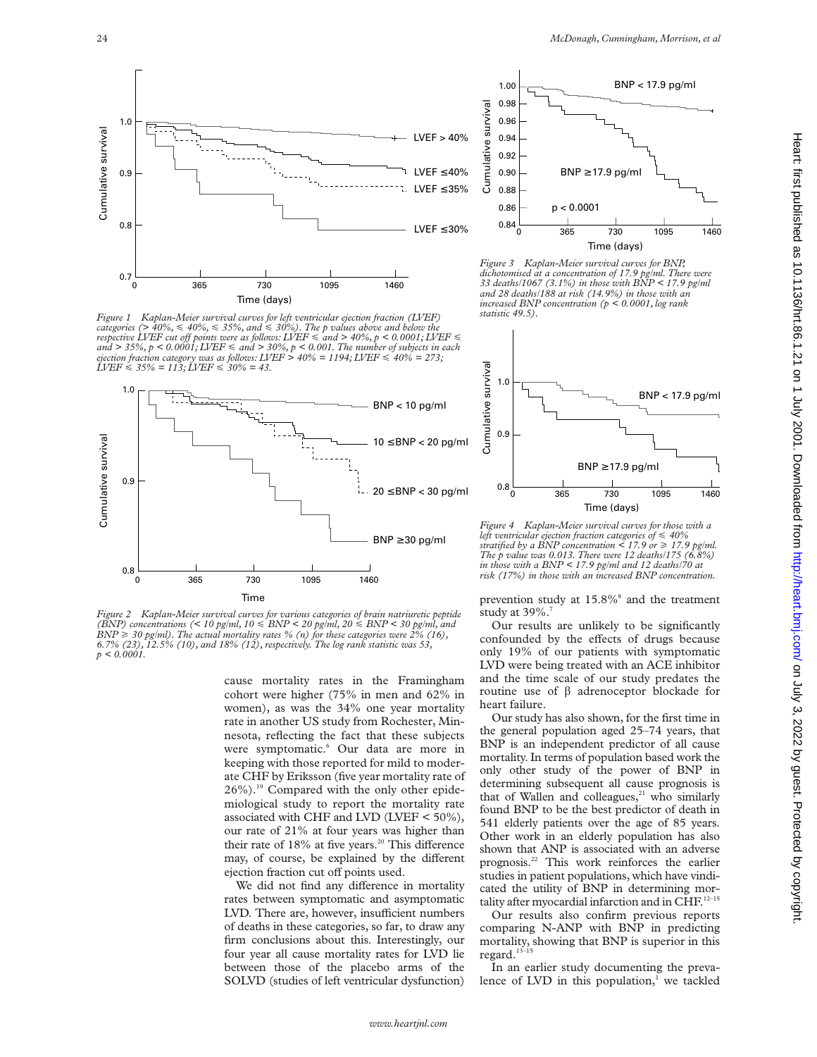Figure 1 Kaplan-Meier survival curves for left ventricular ejection fraction (LVEF) categories (> 40%, ⩽ 40%, ⩽ 35%, and ⩽ 30%). The p values above and below the respective LVEF cut off points were as follows: LVEF ⩽ and > 40%, p < 0.0001; LVEF ⩽ and > 35%, p < 0.0001; LVEF ⩽ and > 30%, p < 0.001. The number of subjects in each ejection fraction category was as follows: LVEF > 40% = 1194; LVEF ⩽ 40% = 273; LVEF ⩽ 35% = 113; LVEF ⩽ 30% = 43.

Figure 2 Kaplan-Meier survival curves for various categories of brain natriuretic peptide (BNP) concentrations (< 10 pg/ml, 10 ⩽ BNP < 20 pg/ml, 20 ⩽ BNP < 30 pg/ml, and BNP ⩾ 30 pg/ml). The actual mortality rates % (n) for these categories were 2% (16), 6.7% (23), 12.5% (10), and 18% (12), respectively. The log rank statistic was 53, p < 0.0001.

Figure 3 Kaplan-Meier survival curves for BNP, dichotomised at a concentration of 17.9 pg/ml. There were 33 deaths/1067 (3.1%) in those with BNP < 17.9 pg/ml and 28 deaths/188 at risk (14.9%) in those with an increased BNP concentration (p < 0.0001, log rank statistic 49.5).

Figure 4 Kaplan-Meier survival curves for those with a left ventricular ejection fraction categories of ⩽ 40% stratified by a BNP concentration < 17.9 or ⩾ 17.9 pg/ml. The p value was 0.013. There were 12 deaths/175 (6.8%) in those with a BNP < 17.9 pg/ml and 12 deaths/70 at risk (17%) in those with an increased BNP concentration.

cause mortality rates in the Framingham cohort were higher (75% in men and 62% in women), as was the 34% one year mortality rate in another US study from Rochester, Minnesota, reflecting the fact that these subjects were symptomatic.[6] Our data are more in keeping with those reported for mild to moderate CHF by Eriksson (five year mortality rate of 26%).[19] Compared with the only other epidemiological study to report the mortality rate associated with CHF and LVD (LVEF < 50%), our rate of 21% at four years was higher than their rate of 18% at five years.[20] This difference may, of course, be explained by the different ejection fraction cut off points used.

We did not find any difference in mortality rates between symptomatic and asymptomatic LVD. There are, however, insufficient numbers of deaths in these categories, so far, to draw any firm conclusions about this. Interestingly, our four year all cause mortality rates for LVD lie between those of the placebo arms of the SOLVD (studies of left ventricular dysfunction) prevention study at 15.8%[8] and the treatment study at 39%.[7]

Our results are unlikely to be significantly confounded by the effects of drugs because only 19% of our patients with symptomatic LVD were being treated with an ACE inhibitor and the time scale of our study predates the routine use of β adrenoceptor blockade for heart failure.

Our study has also shown, for the first time in the general population aged 25–74 years, that BNP is an independent predictor of all cause mortality. In terms of population based work the only other study of the power of BNP in determining subsequent all cause prognosis is that of Wallen and colleagues,[21] who similarly found BNP to be the best predictor of death in 541 elderly patients over the age of 85 years. Other work in an elderly population has also shown that ANP is associated with an adverse prognosis.[22] This work reinforces the earlier studies in patient populations, which have vindicated the utility of BNP in determining mortality after myocardial infarction and in CHF.[12–15]

Our results also confirm previous reports comparing N-ANP with BNP in predicting mortality, showing that BNP is superior in this regard.[13–15]

In an earlier study documenting the prevalence of LVD in this population,[1] we tackled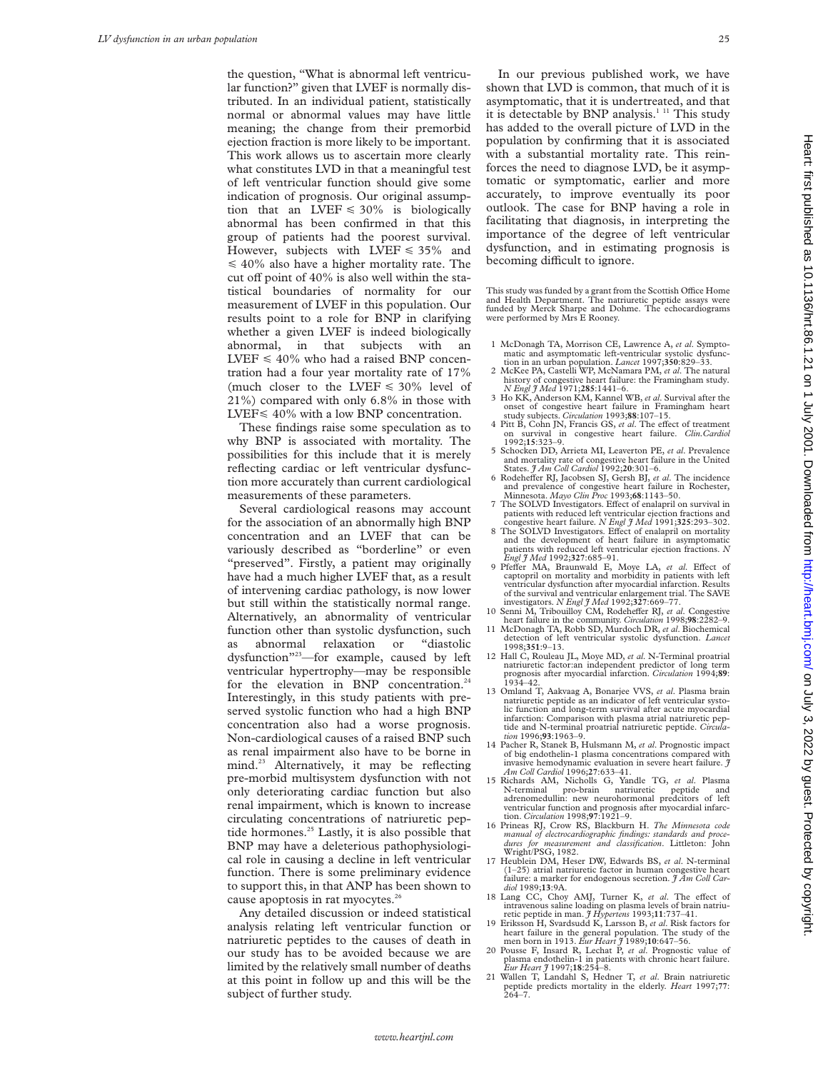the question, "What is abnormal left ventricular function?" given that LVEF is normally distributed. In an individual patient, statistically normal or abnormal values may have little meaning; the change from their premorbid ejection fraction is more likely to be important. This work allows us to ascertain more clearly what constitutes LVD in that a meaningful test of left ventricular function should give some indication of prognosis. Our original assumption that an LVEF ≤ 30% is biologically abnormal has been confirmed in that this group of patients had the poorest survival. However, subjects with LVEF ≤ 35% and ≤ 40% also have a higher mortality rate. The cut off point of 40% is also well within the statistical boundaries of normality for our measurement of LVEF in this population. Our results point to a role for BNP in clarifying whether a given LVEF is indeed biologically abnormal, in that subjects with an LVEF ≤ 40% who had a raised BNP concentration had a four year mortality rate of 17% (much closer to the LVEF ≤ 30% level of 21%) compared with only 6.8% in those with LVEF ≤ 40% with a low BNP concentration.

These findings raise some speculation as to why BNP is associated with mortality. The possibilities for this include that it is merely reflecting cardiac or left ventricular dysfunction more accurately than current cardiological measurements of these parameters.

Several cardiological reasons may account for the association of an abnormally high BNP concentration and an LVEF that can be variously described as "borderline" or even "preserved". Firstly, a patient may originally have had a much higher LVEF that, as a result of intervening cardiac pathology, is now lower but still within the statistically normal range. Alternatively, an abnormality of ventricular function other than systolic dysfunction, such as abnormal relaxation or "diastolic dysfunction"[23]—for example, caused by left ventricular hypertrophy—may be responsible for the elevation in BNP concentration.[24] Interestingly, in this study patients with preserved systolic function who had a high BNP concentration also had a worse prognosis. Non-cardiological causes of a raised BNP such as renal impairment also have to be borne in mind.[23] Alternatively, it may be reflecting pre-morbid multisystem dysfunction with not only deteriorating cardiac function but also renal impairment, which is known to increase circulating concentrations of natriuretic peptide hormones.[25] Lastly, it is also possible that BNP may have a deleterious pathophysiological role in causing a decline in left ventricular function. There is some preliminary evidence to support this, in that ANP has been shown to cause apoptosis in rat myocytes.[26]

Any detailed discussion or indeed statistical analysis relating left ventricular function or natriuretic peptides to the causes of death in our study has to be avoided because we are limited by the relatively small number of deaths at this point in follow up and this will be the subject of further study.

In our previous published work, we have shown that LVD is common, that much of it is asymptomatic, that it is undertreated, and that it is detectable by BNP analysis.[1 11] This study has added to the overall picture of LVD in the population by confirming that it is associated with a substantial mortality rate. This reinforces the need to diagnose LVD, be it asymptomatic or symptomatic, earlier and more accurately, to improve eventually its poor outlook. The case for BNP having a role in facilitating that diagnosis, in interpreting the importance of the degree of left ventricular dysfunction, and in estimating prognosis is becoming difficult to ignore.

This study was funded by a grant from the Scottish Office Home and Health Department. The natriuretic peptide assays were funded by Merck Sharpe and Dohme. The echocardiograms were performed by Mrs E Rooney.

1. McDonagh TA, Morrison CE, Lawrence A, *et al*. Symptomatic and asymptomatic left-ventricular systolic dysfunction in an urban population. *Lancet* 1997;**350**:829–33.
2. McKee PA, Castelli WP, McNamara PM, *et al*. The natural history of congestive heart failure: the Framingham study. *N Engl J Med* 1971;**285**:1441–6.
3. Ho KK, Anderson KM, Kannel WB, *et al*. Survival after the onset of congestive heart failure in Framingham heart study subjects. *Circulation* 1993;**88**:107–15.
4. Pitt B, Cohn JN, Francis GS, *et al*. The effect of treatment on survival in congestive heart failure. *Clin.Cardiol* 1992;**15**:323–9.
5. Schocken DD, Arrieta MI, Leaverton PE, *et al*. Prevalence and mortality rate of congestive heart failure in the United States. *J Am Coll Cardiol* 1992;**20**:301–6.
6. Rodeheffer RJ, Jacobsen SJ, Gersh BJ, *et al*. The incidence and prevalence of congestive heart failure in Rochester, Minnesota. *Mayo Clin Proc* 1993;**68**:1143–50.
7. The SOLVD Investigators. Effect of enalapril on survival in patients with reduced left ventricular ejection fractions and congestive heart failure. *N Engl J Med* 1991;**325**:293–302.
8. The SOLVD Investigators. Effect of enalapril on mortality and the development of heart failure in asymptomatic patients with reduced left ventricular ejection fractions. *N Engl J Med* 1992;**327**:685–91.
9. Pfeffer MA, Braunwald E, Moye LA, *et al*. Effect of captopril on mortality and morbidity in patients with left ventricular dysfunction after myocardial infarction. Results of the survival and ventricular enlargement trial. The SAVE investigators. *N Engl J Med* 1992;**327**:669–77.
10. Senni M, Tribouilloy CM, Rodeheffer RJ, *et al*. Congestive heart failure in the community. *Circulation* 1998;**98**:2282–9.
11. McDonagh TA, Robb SD, Murdoch DR, *et al*. Biochemical detection of left ventricular systolic dysfunction. *Lancet* 1998;**351**:9–13.
12. Hall C, Rouleau JL, Moye MD, *et al*. N-Terminal proatrial natriuretic factor:an independent predictor of long term prognosis after myocardial infarction. *Circulation* 1994;**89**:1934–42.
13. Omland T, Aakvaag A, Bonarjee VVS, *et al*. Plasma brain natriuretic peptide as an indicator of left ventricular systolic function and long-term survival after acute myocardial infarction: Comparison with plasma atrial natriuretic peptide and N-terminal proatrial natriuretic peptide. *Circulation* 1996;**93**:1963–9.
14. Pacher R, Stanek B, Hulsmann M, *et al*. Prognostic impact of big endothelin-1 plasma concentrations compared with invasive hemodynamic evaluation in severe heart failure. *J Am Coll Cardiol* 1996;**27**:633–41.
15. Richards AM, Nicholls G, Yandle TG, *et al*. Plasma N-terminal pro-brain natriuretic peptide and adrenomedullin: new neurohormonal predictors of left ventricular function and prognosis after myocardial infarction. *Circulation* 1998;**97**:1921–9.
16. Prineas RJ, Crow RS, Blackburn H. *The Minnesota code manual of electrocardiographic findings: standards and procedures for measurement and classification*. Littleton: John Wright/PSG, 1982.
17. Heublein DM, Heser DW, Edwards BS, *et al*. N-terminal (1–25) atrial natriuretic factor in human congestive heart failure: a marker for endogenous secretion. *J Am Coll Cardiol* 1989;**13**:9A.
18. Lang CC, Choy AMJ, Turner K, *et al*. The effect of intravenous saline loading on plasma levels of brain natriuretic peptide in man. *J Hypertens* 1993;**11**:737–41.
19. Eriksson H, Svardsudd K, Larsson B, *et al*. Risk factors for heart failure in the general population. The study of the men born in 1913. *Eur Heart J* 1989;**10**:647–56.
20. Pousse F, Insard R, Lechat P, *et al*. Prognostic value of plasma endothelin-1 in patients with chronic heart failure. *Eur Heart J* 1997;**18**:254–8.
21. Wallen T, Landahl S, Hedner T, *et al*. Brain natriuretic peptide predicts mortality in the elderly. *Heart* 1997;**77**:264–7.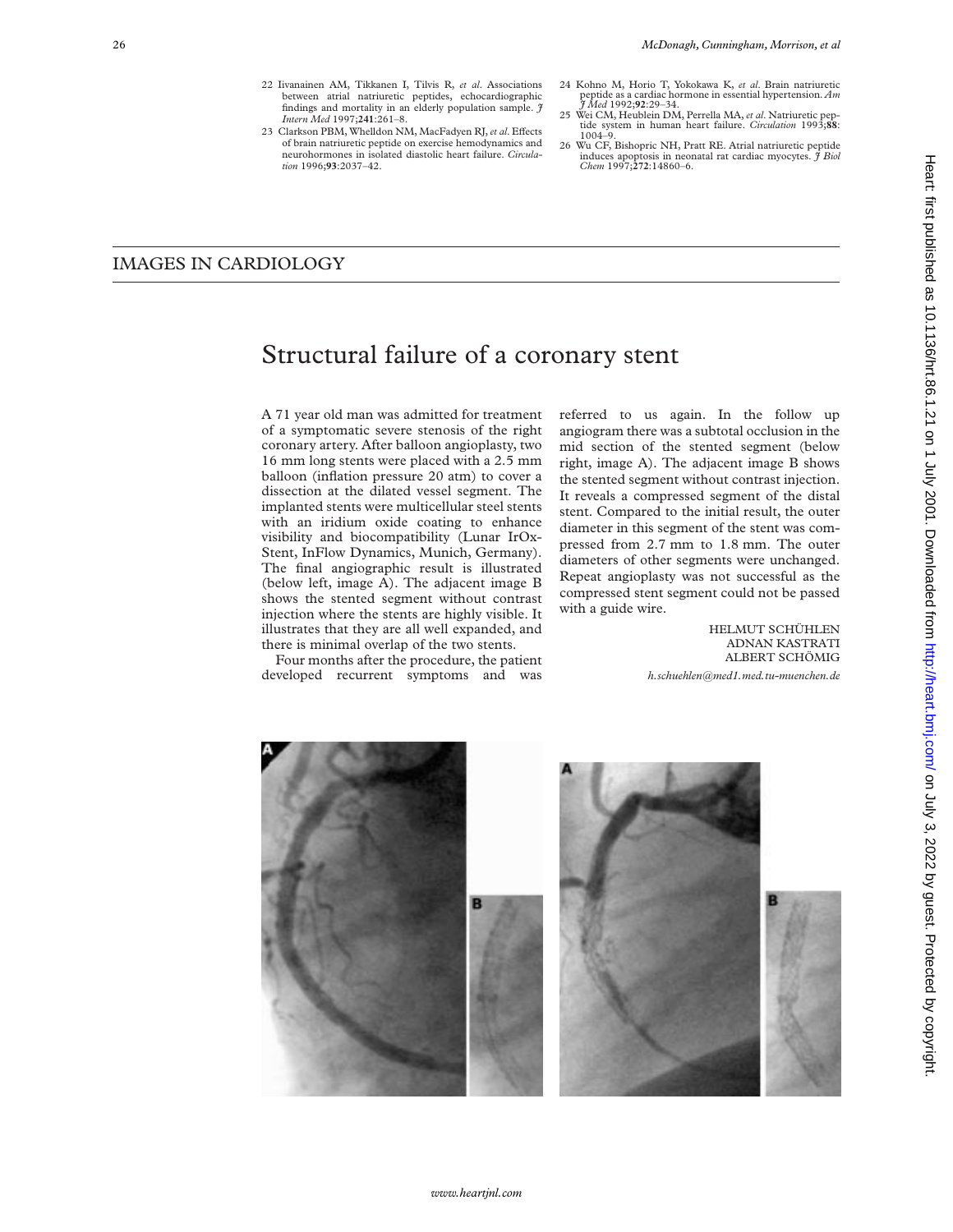22 Iivanainen AM, Tikkanen I, Tilvis R, *et al*. Associations between atrial natriuretic peptides, echocardiographic findings and mortality in an elderly population sample. *J Intern Med* 1997;**241**:261–8.

23 Clarkson PBM, Whelldon NM, MacFadyen RJ, *et al*. Effects of brain natriuretic peptide on exercise hemodynamics and neurohormones in isolated diastolic heart failure. *Circulation* 1996;**93**:2037–42.

24 Kohno M, Horio T, Yokokawa K, *et al*. Brain natriuretic peptide as a cardiac hormone in essential hypertension. *Am J Med* 1992;**92**:29–34.

25 Wei CM, Heublein DM, Perrella MA, *et al*. Natriuretic peptide system in human heart failure. *Circulation* 1993;**88**: 1004–9.

26 Wu CF, Bishopric NH, Pratt RE. Atrial natriuretic peptide induces apoptosis in neonatal rat cardiac myocytes. *J Biol Chem* 1997;**272**:14860–6.

## IMAGES IN CARDIOLOGY

# Structural failure of a coronary stent

A 71 year old man was admitted for treatment of a symptomatic severe stenosis of the right coronary artery. After balloon angioplasty, two 16 mm long stents were placed with a 2.5 mm balloon (inflation pressure 20 atm) to cover a dissection at the dilated vessel segment. The implanted stents were multicellular steel stents with an iridium oxide coating to enhance visibility and biocompatibility (Lunar IrOx-Stent, InFlow Dynamics, Munich, Germany). The final angiographic result is illustrated (below left, image A). The adjacent image B shows the stented segment without contrast injection where the stents are highly visible. It illustrates that they are all well expanded, and there is minimal overlap of the two stents.

Four months after the procedure, the patient developed recurrent symptoms and was referred to us again. In the follow up angiogram there was a subtotal occlusion in the mid section of the stented segment (below right, image A). The adjacent image B shows the stented segment without contrast injection. It reveals a compressed segment of the distal stent. Compared to the initial result, the outer diameter in this segment of the stent was compressed from 2.7 mm to 1.8 mm. The outer diameters of other segments were unchanged. Repeat angioplasty was not successful as the compressed stent segment could not be passed with a guide wire.

HELMUT SCHÜHLEN
ADNAN KASTRATI
ALBERT SCHÖMIG

*h.schuehlen@med1.med.tu-muenchen.de*

A

B

A

B